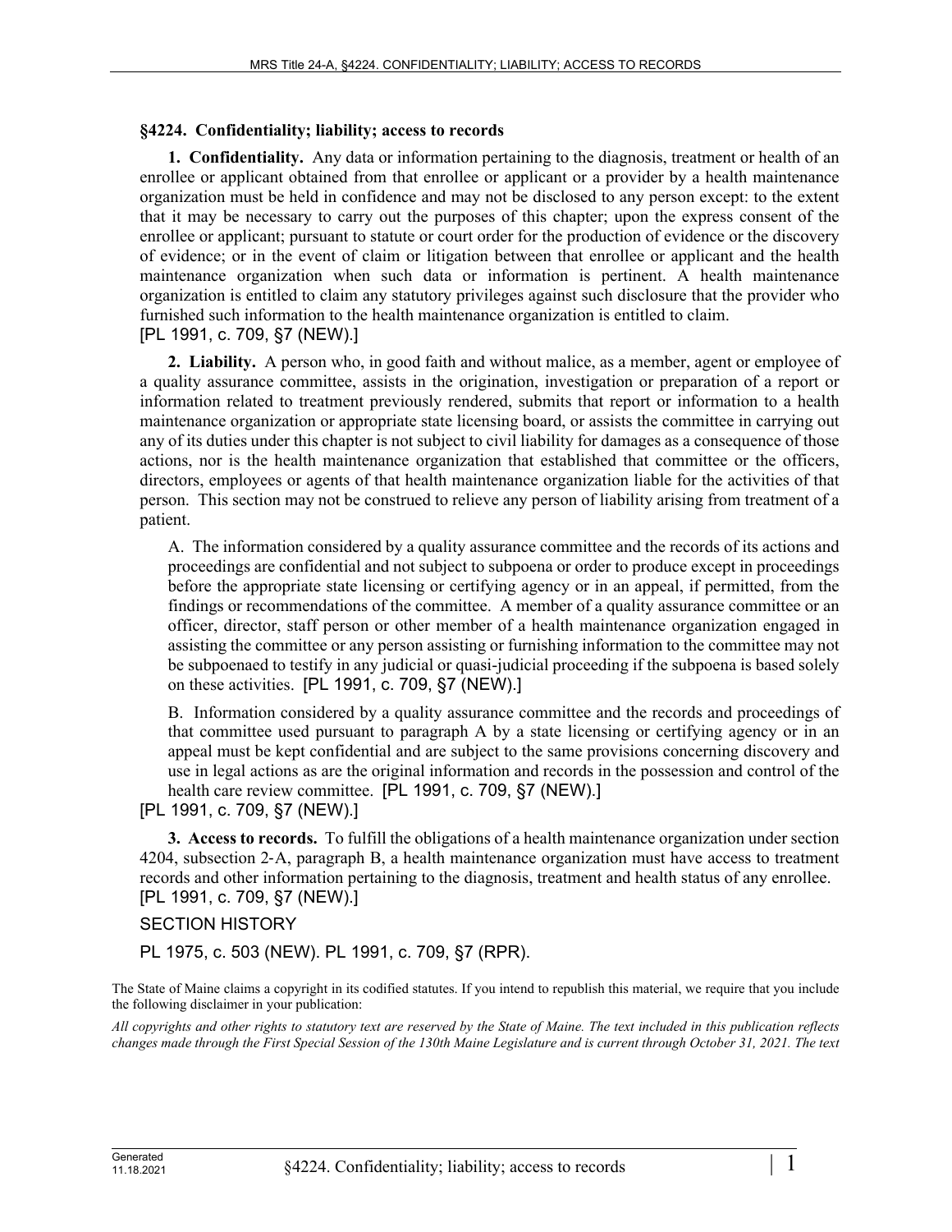## §4224. Confidentiality; liability; access to records

**1. Confidentiality.** Any data or information pertaining to the diagnosis, treatment or health of an enrollee or applicant obtained from that enrollee or applicant or a provider by a health maintenance organization must be held in confidence and may not be disclosed to any person except: to the extent that it may be necessary to carry out the purposes of this chapter; upon the express consent of the enrollee or applicant; pursuant to statute or court order for the production of evidence or the discovery of evidence; or in the event of claim or litigation between that enrollee or applicant and the health maintenance organization when such data or information is pertinent. A health maintenance organization is entitled to claim any statutory privileges against such disclosure that the provider who furnished such information to the health maintenance organization is entitled to claim.
[PL 1991, c. 709, §7 (NEW).]

**2. Liability.** A person who, in good faith and without malice, as a member, agent or employee of a quality assurance committee, assists in the origination, investigation or preparation of a report or information related to treatment previously rendered, submits that report or information to a health maintenance organization or appropriate state licensing board, or assists the committee in carrying out any of its duties under this chapter is not subject to civil liability for damages as a consequence of those actions, nor is the health maintenance organization that established that committee or the officers, directors, employees or agents of that health maintenance organization liable for the activities of that person. This section may not be construed to relieve any person of liability arising from treatment of a patient.

A. The information considered by a quality assurance committee and the records of its actions and proceedings are confidential and not subject to subpoena or order to produce except in proceedings before the appropriate state licensing or certifying agency or in an appeal, if permitted, from the findings or recommendations of the committee. A member of a quality assurance committee or an officer, director, staff person or other member of a health maintenance organization engaged in assisting the committee or any person assisting or furnishing information to the committee may not be subpoenaed to testify in any judicial or quasi-judicial proceeding if the subpoena is based solely on these activities. [PL 1991, c. 709, §7 (NEW).]

B. Information considered by a quality assurance committee and the records and proceedings of that committee used pursuant to paragraph A by a state licensing or certifying agency or in an appeal must be kept confidential and are subject to the same provisions concerning discovery and use in legal actions as are the original information and records in the possession and control of the health care review committee. [PL 1991, c. 709, §7 (NEW).]

[PL 1991, c. 709, §7 (NEW).]

**3. Access to records.** To fulfill the obligations of a health maintenance organization under section 4204, subsection 2-A, paragraph B, a health maintenance organization must have access to treatment records and other information pertaining to the diagnosis, treatment and health status of any enrollee.
[PL 1991, c. 709, §7 (NEW).]

SECTION HISTORY

PL 1975, c. 503 (NEW). PL 1991, c. 709, §7 (RPR).

The State of Maine claims a copyright in its codified statutes. If you intend to republish this material, we require that you include the following disclaimer in your publication:

*All copyrights and other rights to statutory text are reserved by the State of Maine. The text included in this publication reflects changes made through the First Special Session of the 130th Maine Legislature and is current through October 31, 2021. The text*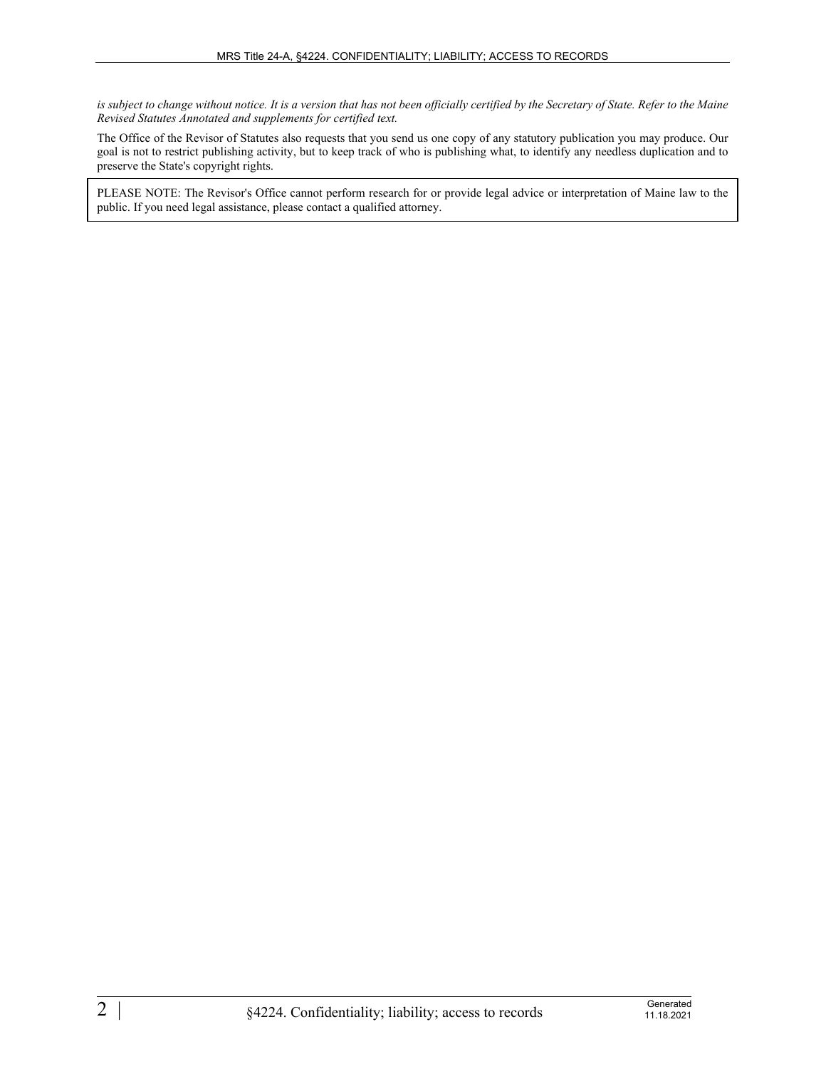*is subject to change without notice. It is a version that has not been officially certified by the Secretary of State. Refer to the Maine Revised Statutes Annotated and supplements for certified text.*

The Office of the Revisor of Statutes also requests that you send us one copy of any statutory publication you may produce. Our goal is not to restrict publishing activity, but to keep track of who is publishing what, to identify any needless duplication and to preserve the State's copyright rights.

PLEASE NOTE: The Revisor's Office cannot perform research for or provide legal advice or interpretation of Maine law to the public. If you need legal assistance, please contact a qualified attorney.